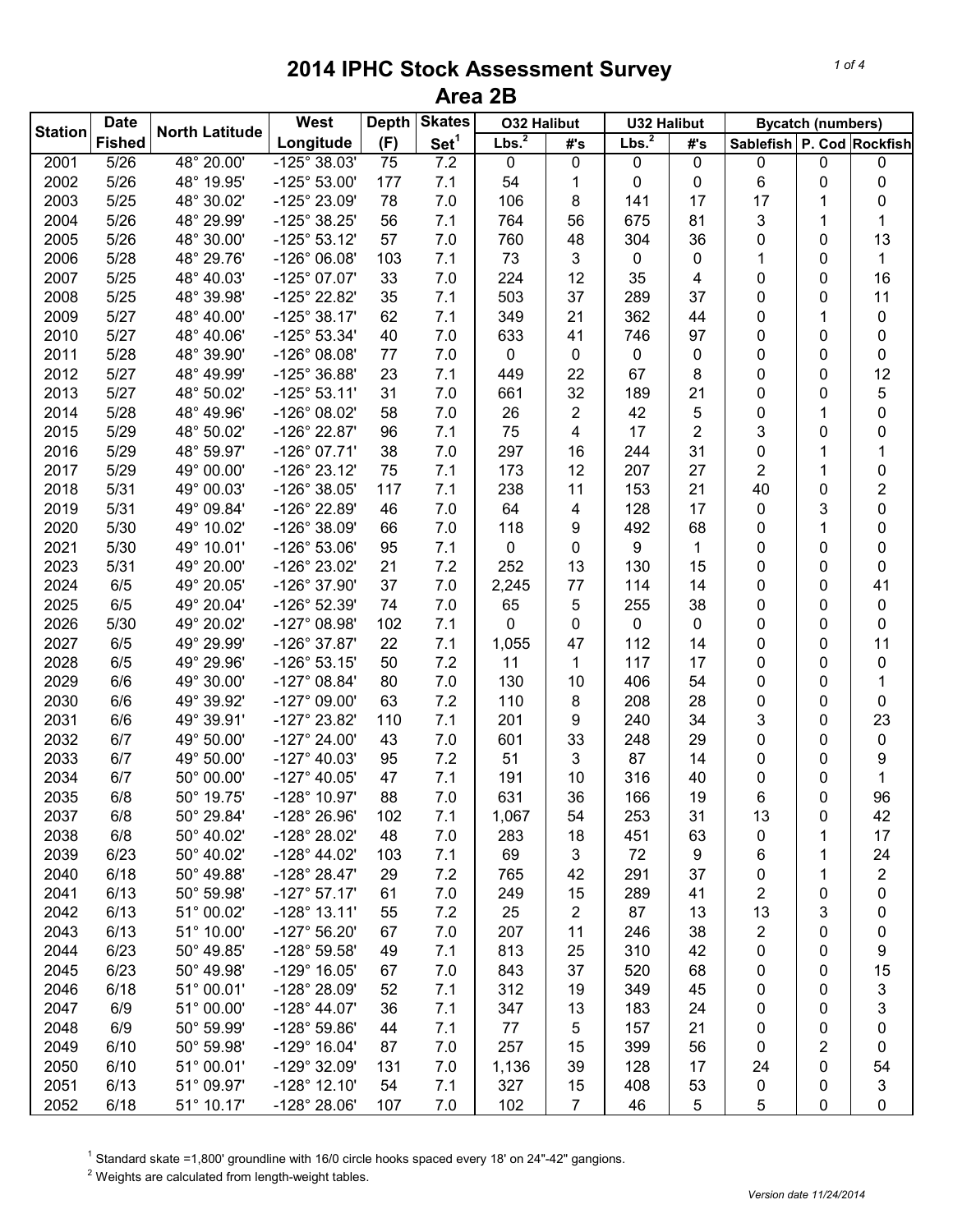# 2014 IPHC Stock Assessment Survey
## Area 2B

| Station | Date Fished | North Latitude | West Longitude | Depth (F) | Skates Set[1] | O32 Halibut Lbs.[2] | O32 Halibut #'s | U32 Halibut Lbs.[2] | U32 Halibut #'s | Bycatch (numbers) Sablefish | P. Cod | Rockfish |
|---|---|---|---|---|---|---|---|---|---|---|---|---|
| 2001 | 5/26 | 48° 20.00' | -125° 38.03' | 75 | 7.2 | 0 | 0 | 0 | 0 | 0 | 0 | 0 |
| 2002 | 5/26 | 48° 19.95' | -125° 53.00' | 177 | 7.1 | 54 | 1 | 0 | 0 | 6 | 0 | 0 |
| 2003 | 5/25 | 48° 30.02' | -125° 23.09' | 78 | 7.0 | 106 | 8 | 141 | 17 | 17 | 1 | 0 |
| 2004 | 5/26 | 48° 29.99' | -125° 38.25' | 56 | 7.1 | 764 | 56 | 675 | 81 | 3 | 1 | 1 |
| 2005 | 5/26 | 48° 30.00' | -125° 53.12' | 57 | 7.0 | 760 | 48 | 304 | 36 | 0 | 0 | 13 |
| 2006 | 5/28 | 48° 29.76' | -126° 06.08' | 103 | 7.1 | 73 | 3 | 0 | 0 | 1 | 0 | 1 |
| 2007 | 5/25 | 48° 40.03' | -125° 07.07' | 33 | 7.0 | 224 | 12 | 35 | 4 | 0 | 0 | 16 |
| 2008 | 5/25 | 48° 39.98' | -125° 22.82' | 35 | 7.1 | 503 | 37 | 289 | 37 | 0 | 0 | 11 |
| 2009 | 5/27 | 48° 40.00' | -125° 38.17' | 62 | 7.1 | 349 | 21 | 362 | 44 | 0 | 1 | 0 |
| 2010 | 5/27 | 48° 40.06' | -125° 53.34' | 40 | 7.0 | 633 | 41 | 746 | 97 | 0 | 0 | 0 |
| 2011 | 5/28 | 48° 39.90' | -126° 08.08' | 77 | 7.0 | 0 | 0 | 0 | 0 | 0 | 0 | 0 |
| 2012 | 5/27 | 48° 49.99' | -125° 36.88' | 23 | 7.1 | 449 | 22 | 67 | 8 | 0 | 0 | 12 |
| 2013 | 5/27 | 48° 50.02' | -125° 53.11' | 31 | 7.0 | 661 | 32 | 189 | 21 | 0 | 0 | 5 |
| 2014 | 5/28 | 48° 49.96' | -126° 08.02' | 58 | 7.0 | 26 | 2 | 42 | 5 | 0 | 1 | 0 |
| 2015 | 5/29 | 48° 50.02' | -126° 22.87' | 96 | 7.1 | 75 | 4 | 17 | 2 | 3 | 0 | 0 |
| 2016 | 5/29 | 48° 59.97' | -126° 07.71' | 38 | 7.0 | 297 | 16 | 244 | 31 | 0 | 1 | 1 |
| 2017 | 5/29 | 49° 00.00' | -126° 23.12' | 75 | 7.1 | 173 | 12 | 207 | 27 | 2 | 1 | 0 |
| 2018 | 5/31 | 49° 00.03' | -126° 38.05' | 117 | 7.1 | 238 | 11 | 153 | 21 | 40 | 0 | 2 |
| 2019 | 5/31 | 49° 09.84' | -126° 22.89' | 46 | 7.0 | 64 | 4 | 128 | 17 | 0 | 3 | 0 |
| 2020 | 5/30 | 49° 10.02' | -126° 38.09' | 66 | 7.0 | 118 | 9 | 492 | 68 | 0 | 1 | 0 |
| 2021 | 5/30 | 49° 10.01' | -126° 53.06' | 95 | 7.1 | 0 | 0 | 9 | 1 | 0 | 0 | 0 |
| 2023 | 5/31 | 49° 20.00' | -126° 23.02' | 21 | 7.2 | 252 | 13 | 130 | 15 | 0 | 0 | 0 |
| 2024 | 6/5 | 49° 20.05' | -126° 37.90' | 37 | 7.0 | 2,245 | 77 | 114 | 14 | 0 | 0 | 41 |
| 2025 | 6/5 | 49° 20.04' | -126° 52.39' | 74 | 7.0 | 65 | 5 | 255 | 38 | 0 | 0 | 0 |
| 2026 | 5/30 | 49° 20.02' | -127° 08.98' | 102 | 7.1 | 0 | 0 | 0 | 0 | 0 | 0 | 0 |
| 2027 | 6/5 | 49° 29.99' | -126° 37.87' | 22 | 7.1 | 1,055 | 47 | 112 | 14 | 0 | 0 | 11 |
| 2028 | 6/5 | 49° 29.96' | -126° 53.15' | 50 | 7.2 | 11 | 1 | 117 | 17 | 0 | 0 | 0 |
| 2029 | 6/6 | 49° 30.00' | -127° 08.84' | 80 | 7.0 | 130 | 10 | 406 | 54 | 0 | 0 | 1 |
| 2030 | 6/6 | 49° 39.92' | -127° 09.00' | 63 | 7.2 | 110 | 8 | 208 | 28 | 0 | 0 | 0 |
| 2031 | 6/6 | 49° 39.91' | -127° 23.82' | 110 | 7.1 | 201 | 9 | 240 | 34 | 3 | 0 | 23 |
| 2032 | 6/7 | 49° 50.00' | -127° 24.00' | 43 | 7.0 | 601 | 33 | 248 | 29 | 0 | 0 | 0 |
| 2033 | 6/7 | 49° 50.00' | -127° 40.03' | 95 | 7.2 | 51 | 3 | 87 | 14 | 0 | 0 | 9 |
| 2034 | 6/7 | 50° 00.00' | -127° 40.05' | 47 | 7.1 | 191 | 10 | 316 | 40 | 0 | 0 | 1 |
| 2035 | 6/8 | 50° 19.75' | -128° 10.97' | 88 | 7.0 | 631 | 36 | 166 | 19 | 6 | 0 | 96 |
| 2037 | 6/8 | 50° 29.84' | -128° 26.96' | 102 | 7.1 | 1,067 | 54 | 253 | 31 | 13 | 0 | 42 |
| 2038 | 6/8 | 50° 40.02' | -128° 28.02' | 48 | 7.0 | 283 | 18 | 451 | 63 | 0 | 1 | 17 |
| 2039 | 6/23 | 50° 40.02' | -128° 44.02' | 103 | 7.1 | 69 | 3 | 72 | 9 | 6 | 1 | 24 |
| 2040 | 6/18 | 50° 49.88' | -128° 28.47' | 29 | 7.2 | 765 | 42 | 291 | 37 | 0 | 1 | 2 |
| 2041 | 6/13 | 50° 59.98' | -127° 57.17' | 61 | 7.0 | 249 | 15 | 289 | 41 | 2 | 0 | 0 |
| 2042 | 6/13 | 51° 00.02' | -128° 13.11' | 55 | 7.2 | 25 | 2 | 87 | 13 | 13 | 3 | 0 |
| 2043 | 6/13 | 51° 10.00' | -127° 56.20' | 67 | 7.0 | 207 | 11 | 246 | 38 | 2 | 0 | 0 |
| 2044 | 6/23 | 50° 49.85' | -128° 59.58' | 49 | 7.1 | 813 | 25 | 310 | 42 | 0 | 0 | 9 |
| 2045 | 6/23 | 50° 49.98' | -129° 16.05' | 67 | 7.0 | 843 | 37 | 520 | 68 | 0 | 0 | 15 |
| 2046 | 6/18 | 51° 00.01' | -128° 28.09' | 52 | 7.1 | 312 | 19 | 349 | 45 | 0 | 0 | 3 |
| 2047 | 6/9 | 51° 00.00' | -128° 44.07' | 36 | 7.1 | 347 | 13 | 183 | 24 | 0 | 0 | 3 |
| 2048 | 6/9 | 50° 59.99' | -128° 59.86' | 44 | 7.1 | 77 | 5 | 157 | 21 | 0 | 0 | 0 |
| 2049 | 6/10 | 50° 59.98' | -129° 16.04' | 87 | 7.0 | 257 | 15 | 399 | 56 | 0 | 2 | 0 |
| 2050 | 6/10 | 51° 00.01' | -129° 32.09' | 131 | 7.0 | 1,136 | 39 | 128 | 17 | 24 | 0 | 54 |
| 2051 | 6/13 | 51° 09.97' | -128° 12.10' | 54 | 7.1 | 327 | 15 | 408 | 53 | 0 | 0 | 3 |
| 2052 | 6/18 | 51° 10.17' | -128° 28.06' | 107 | 7.0 | 102 | 7 | 46 | 5 | 5 | 0 | 0 |

[1] Standard skate =1,800' groundline with 16/0 circle hooks spaced every 18' on 24"-42" gangions.

[2] Weights are calculated from length-weight tables.

*Version date 11/24/2014*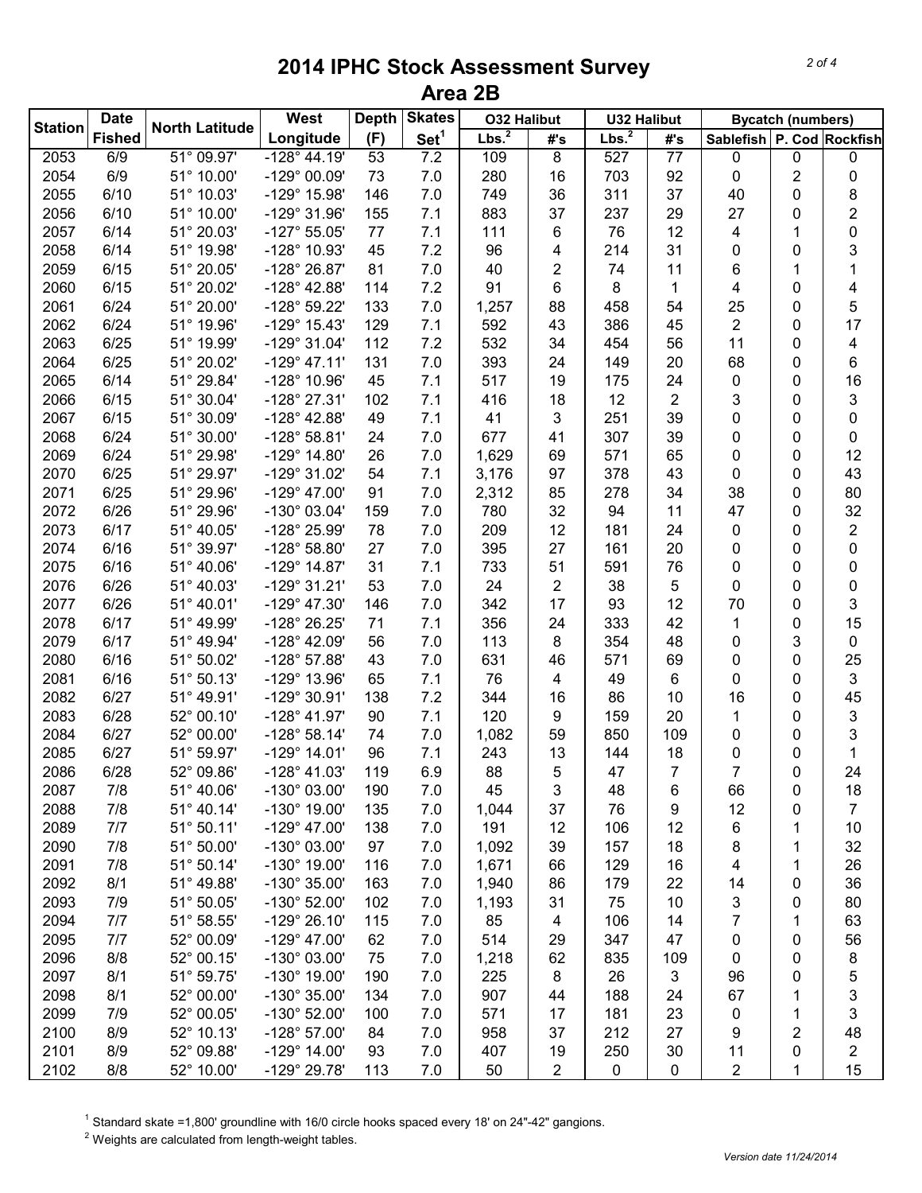# 2014 IPHC Stock Assessment Survey
## Area 2B

| Station | Date Fished | North Latitude | West Longitude | Depth (F) | Skates Set[1] | O32 Halibut Lbs.[2] | O32 Halibut #'s | U32 Halibut Lbs.[2] | U32 Halibut #'s | Bycatch (numbers) Sablefish | P. Cod | Rockfish |
|---|---|---|---|---|---|---|---|---|---|---|---|---|
| 2053 | 6/9 | 51° 09.97' | -128° 44.19' | 53 | 7.2 | 109 | 8 | 527 | 77 | 0 | 0 | 0 |
| 2054 | 6/9 | 51° 10.00' | -129° 00.09' | 73 | 7.0 | 280 | 16 | 703 | 92 | 0 | 2 | 0 |
| 2055 | 6/10 | 51° 10.03' | -129° 15.98' | 146 | 7.0 | 749 | 36 | 311 | 37 | 40 | 0 | 8 |
| 2056 | 6/10 | 51° 10.00' | -129° 31.96' | 155 | 7.1 | 883 | 37 | 237 | 29 | 27 | 0 | 2 |
| 2057 | 6/14 | 51° 20.03' | -127° 55.05' | 77 | 7.1 | 111 | 6 | 76 | 12 | 4 | 1 | 0 |
| 2058 | 6/14 | 51° 19.98' | -128° 10.93' | 45 | 7.2 | 96 | 4 | 214 | 31 | 0 | 0 | 3 |
| 2059 | 6/15 | 51° 20.05' | -128° 26.87' | 81 | 7.0 | 40 | 2 | 74 | 11 | 6 | 1 | 1 |
| 2060 | 6/15 | 51° 20.02' | -128° 42.88' | 114 | 7.2 | 91 | 6 | 8 | 1 | 4 | 0 | 4 |
| 2061 | 6/24 | 51° 20.00' | -128° 59.22' | 133 | 7.0 | 1,257 | 88 | 458 | 54 | 25 | 0 | 5 |
| 2062 | 6/24 | 51° 19.96' | -129° 15.43' | 129 | 7.1 | 592 | 43 | 386 | 45 | 2 | 0 | 17 |
| 2063 | 6/25 | 51° 19.99' | -129° 31.04' | 112 | 7.2 | 532 | 34 | 454 | 56 | 11 | 0 | 4 |
| 2064 | 6/25 | 51° 20.02' | -129° 47.11' | 131 | 7.0 | 393 | 24 | 149 | 20 | 68 | 0 | 6 |
| 2065 | 6/14 | 51° 29.84' | -128° 10.96' | 45 | 7.1 | 517 | 19 | 175 | 24 | 0 | 0 | 16 |
| 2066 | 6/15 | 51° 30.04' | -128° 27.31' | 102 | 7.1 | 416 | 18 | 12 | 2 | 3 | 0 | 3 |
| 2067 | 6/15 | 51° 30.09' | -128° 42.88' | 49 | 7.1 | 41 | 3 | 251 | 39 | 0 | 0 | 0 |
| 2068 | 6/24 | 51° 30.00' | -128° 58.81' | 24 | 7.0 | 677 | 41 | 307 | 39 | 0 | 0 | 0 |
| 2069 | 6/24 | 51° 29.98' | -129° 14.80' | 26 | 7.0 | 1,629 | 69 | 571 | 65 | 0 | 0 | 12 |
| 2070 | 6/25 | 51° 29.97' | -129° 31.02' | 54 | 7.1 | 3,176 | 97 | 378 | 43 | 0 | 0 | 43 |
| 2071 | 6/25 | 51° 29.96' | -129° 47.00' | 91 | 7.0 | 2,312 | 85 | 278 | 34 | 38 | 0 | 80 |
| 2072 | 6/26 | 51° 29.96' | -130° 03.04' | 159 | 7.0 | 780 | 32 | 94 | 11 | 47 | 0 | 32 |
| 2073 | 6/17 | 51° 40.05' | -128° 25.99' | 78 | 7.0 | 209 | 12 | 181 | 24 | 0 | 0 | 2 |
| 2074 | 6/16 | 51° 39.97' | -128° 58.80' | 27 | 7.0 | 395 | 27 | 161 | 20 | 0 | 0 | 0 |
| 2075 | 6/16 | 51° 40.06' | -129° 14.87' | 31 | 7.1 | 733 | 51 | 591 | 76 | 0 | 0 | 0 |
| 2076 | 6/26 | 51° 40.03' | -129° 31.21' | 53 | 7.0 | 24 | 2 | 38 | 5 | 0 | 0 | 0 |
| 2077 | 6/26 | 51° 40.01' | -129° 47.30' | 146 | 7.0 | 342 | 17 | 93 | 12 | 70 | 0 | 3 |
| 2078 | 6/17 | 51° 49.99' | -128° 26.25' | 71 | 7.1 | 356 | 24 | 333 | 42 | 1 | 0 | 15 |
| 2079 | 6/17 | 51° 49.94' | -128° 42.09' | 56 | 7.0 | 113 | 8 | 354 | 48 | 0 | 3 | 0 |
| 2080 | 6/16 | 51° 50.02' | -128° 57.88' | 43 | 7.0 | 631 | 46 | 571 | 69 | 0 | 0 | 25 |
| 2081 | 6/16 | 51° 50.13' | -129° 13.96' | 65 | 7.1 | 76 | 4 | 49 | 6 | 0 | 0 | 3 |
| 2082 | 6/27 | 51° 49.91' | -129° 30.91' | 138 | 7.2 | 344 | 16 | 86 | 10 | 16 | 0 | 45 |
| 2083 | 6/28 | 52° 00.10' | -128° 41.97' | 90 | 7.1 | 120 | 9 | 159 | 20 | 1 | 0 | 3 |
| 2084 | 6/27 | 52° 00.00' | -128° 58.14' | 74 | 7.0 | 1,082 | 59 | 850 | 109 | 0 | 0 | 3 |
| 2085 | 6/27 | 51° 59.97' | -129° 14.01' | 96 | 7.1 | 243 | 13 | 144 | 18 | 0 | 0 | 1 |
| 2086 | 6/28 | 52° 09.86' | -128° 41.03' | 119 | 6.9 | 88 | 5 | 47 | 7 | 7 | 0 | 24 |
| 2087 | 7/8 | 51° 40.06' | -130° 03.00' | 190 | 7.0 | 45 | 3 | 48 | 6 | 66 | 0 | 18 |
| 2088 | 7/8 | 51° 40.14' | -130° 19.00' | 135 | 7.0 | 1,044 | 37 | 76 | 9 | 12 | 0 | 7 |
| 2089 | 7/7 | 51° 50.11' | -129° 47.00' | 138 | 7.0 | 191 | 12 | 106 | 12 | 6 | 1 | 10 |
| 2090 | 7/8 | 51° 50.00' | -130° 03.00' | 97 | 7.0 | 1,092 | 39 | 157 | 18 | 8 | 1 | 32 |
| 2091 | 7/8 | 51° 50.14' | -130° 19.00' | 116 | 7.0 | 1,671 | 66 | 129 | 16 | 4 | 1 | 26 |
| 2092 | 8/1 | 51° 49.88' | -130° 35.00' | 163 | 7.0 | 1,940 | 86 | 179 | 22 | 14 | 0 | 36 |
| 2093 | 7/9 | 51° 50.05' | -130° 52.00' | 102 | 7.0 | 1,193 | 31 | 75 | 10 | 3 | 0 | 80 |
| 2094 | 7/7 | 51° 58.55' | -129° 26.10' | 115 | 7.0 | 85 | 4 | 106 | 14 | 7 | 1 | 63 |
| 2095 | 7/7 | 52° 00.09' | -129° 47.00' | 62 | 7.0 | 514 | 29 | 347 | 47 | 0 | 0 | 56 |
| 2096 | 8/8 | 52° 00.15' | -130° 03.00' | 75 | 7.0 | 1,218 | 62 | 835 | 109 | 0 | 0 | 8 |
| 2097 | 8/1 | 51° 59.75' | -130° 19.00' | 190 | 7.0 | 225 | 8 | 26 | 3 | 96 | 0 | 5 |
| 2098 | 8/1 | 52° 00.00' | -130° 35.00' | 134 | 7.0 | 907 | 44 | 188 | 24 | 67 | 1 | 3 |
| 2099 | 7/9 | 52° 00.05' | -130° 52.00' | 100 | 7.0 | 571 | 17 | 181 | 23 | 0 | 1 | 3 |
| 2100 | 8/9 | 52° 10.13' | -128° 57.00' | 84 | 7.0 | 958 | 37 | 212 | 27 | 9 | 2 | 48 |
| 2101 | 8/9 | 52° 09.88' | -129° 14.00' | 93 | 7.0 | 407 | 19 | 250 | 30 | 11 | 0 | 2 |
| 2102 | 8/8 | 52° 10.00' | -129° 29.78' | 113 | 7.0 | 50 | 2 | 0 | 0 | 2 | 1 | 15 |

[1] Standard skate =1,800' groundline with 16/0 circle hooks spaced every 18' on 24"-42" gangions.

[2] Weights are calculated from length-weight tables.

*Version date 11/24/2014*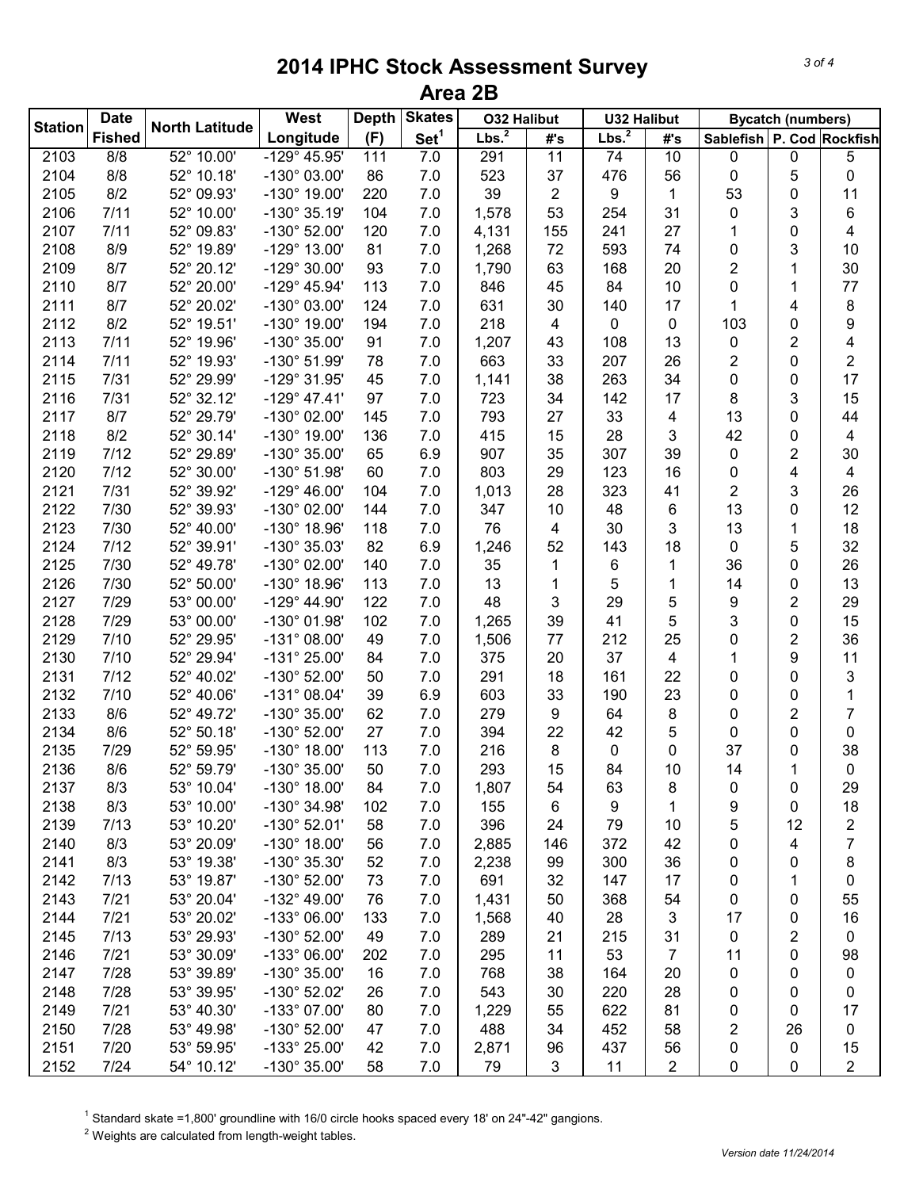# 2014 IPHC Stock Assessment Survey
## Area 2B

| Station | Date Fished | North Latitude | West Longitude | Depth (F) | Skates Set[1] | O32 Halibut | | U32 Halibut | | Bycatch (numbers) | | |
|---|---|---|---|---|---|---|---|---|---|---|---|---|
| | | | | | | Lbs.[2] | #'s | Lbs.[2] | #'s | Sablefish | P. Cod | Rockfish |
| 2103 | 8/8 | 52° 10.00' | -129° 45.95' | 111 | 7.0 | 291 | 11 | 74 | 10 | 0 | 0 | 5 |
| 2104 | 8/8 | 52° 10.18' | -130° 03.00' | 86 | 7.0 | 523 | 37 | 476 | 56 | 0 | 5 | 0 |
| 2105 | 8/2 | 52° 09.93' | -130° 19.00' | 220 | 7.0 | 39 | 2 | 9 | 1 | 53 | 0 | 11 |
| 2106 | 7/11 | 52° 10.00' | -130° 35.19' | 104 | 7.0 | 1,578 | 53 | 254 | 31 | 0 | 3 | 6 |
| 2107 | 7/11 | 52° 09.83' | -130° 52.00' | 120 | 7.0 | 4,131 | 155 | 241 | 27 | 1 | 0 | 4 |
| 2108 | 8/9 | 52° 19.89' | -129° 13.00' | 81 | 7.0 | 1,268 | 72 | 593 | 74 | 0 | 3 | 10 |
| 2109 | 8/7 | 52° 20.12' | -129° 30.00' | 93 | 7.0 | 1,790 | 63 | 168 | 20 | 2 | 1 | 30 |
| 2110 | 8/7 | 52° 20.00' | -129° 45.94' | 113 | 7.0 | 846 | 45 | 84 | 10 | 0 | 1 | 77 |
| 2111 | 8/7 | 52° 20.02' | -130° 03.00' | 124 | 7.0 | 631 | 30 | 140 | 17 | 1 | 4 | 8 |
| 2112 | 8/2 | 52° 19.51' | -130° 19.00' | 194 | 7.0 | 218 | 4 | 0 | 0 | 103 | 0 | 9 |
| 2113 | 7/11 | 52° 19.96' | -130° 35.00' | 91 | 7.0 | 1,207 | 43 | 108 | 13 | 0 | 2 | 4 |
| 2114 | 7/11 | 52° 19.93' | -130° 51.99' | 78 | 7.0 | 663 | 33 | 207 | 26 | 2 | 0 | 2 |
| 2115 | 7/31 | 52° 29.99' | -129° 31.95' | 45 | 7.0 | 1,141 | 38 | 263 | 34 | 0 | 0 | 17 |
| 2116 | 7/31 | 52° 32.12' | -129° 47.41' | 97 | 7.0 | 723 | 34 | 142 | 17 | 8 | 3 | 15 |
| 2117 | 8/7 | 52° 29.79' | -130° 02.00' | 145 | 7.0 | 793 | 27 | 33 | 4 | 13 | 0 | 44 |
| 2118 | 8/2 | 52° 30.14' | -130° 19.00' | 136 | 7.0 | 415 | 15 | 28 | 3 | 42 | 0 | 4 |
| 2119 | 7/12 | 52° 29.89' | -130° 35.00' | 65 | 6.9 | 907 | 35 | 307 | 39 | 0 | 2 | 30 |
| 2120 | 7/12 | 52° 30.00' | -130° 51.98' | 60 | 7.0 | 803 | 29 | 123 | 16 | 0 | 4 | 4 |
| 2121 | 7/31 | 52° 39.92' | -129° 46.00' | 104 | 7.0 | 1,013 | 28 | 323 | 41 | 2 | 3 | 26 |
| 2122 | 7/30 | 52° 39.93' | -130° 02.00' | 144 | 7.0 | 347 | 10 | 48 | 6 | 13 | 0 | 12 |
| 2123 | 7/30 | 52° 40.00' | -130° 18.96' | 118 | 7.0 | 76 | 4 | 30 | 3 | 13 | 1 | 18 |
| 2124 | 7/12 | 52° 39.91' | -130° 35.03' | 82 | 6.9 | 1,246 | 52 | 143 | 18 | 0 | 5 | 32 |
| 2125 | 7/30 | 52° 49.78' | -130° 02.00' | 140 | 7.0 | 35 | 1 | 6 | 1 | 36 | 0 | 26 |
| 2126 | 7/30 | 52° 50.00' | -130° 18.96' | 113 | 7.0 | 13 | 1 | 5 | 1 | 14 | 0 | 13 |
| 2127 | 7/29 | 53° 00.00' | -129° 44.90' | 122 | 7.0 | 48 | 3 | 29 | 5 | 9 | 2 | 29 |
| 2128 | 7/29 | 53° 00.00' | -130° 01.98' | 102 | 7.0 | 1,265 | 39 | 41 | 5 | 3 | 0 | 15 |
| 2129 | 7/10 | 52° 29.95' | -131° 08.00' | 49 | 7.0 | 1,506 | 77 | 212 | 25 | 0 | 2 | 36 |
| 2130 | 7/10 | 52° 29.94' | -131° 25.00' | 84 | 7.0 | 375 | 20 | 37 | 4 | 1 | 9 | 11 |
| 2131 | 7/12 | 52° 40.02' | -130° 52.00' | 50 | 7.0 | 291 | 18 | 161 | 22 | 0 | 0 | 3 |
| 2132 | 7/10 | 52° 40.06' | -131° 08.04' | 39 | 6.9 | 603 | 33 | 190 | 23 | 0 | 0 | 1 |
| 2133 | 8/6 | 52° 49.72' | -130° 35.00' | 62 | 7.0 | 279 | 9 | 64 | 8 | 0 | 2 | 7 |
| 2134 | 8/6 | 52° 50.18' | -130° 52.00' | 27 | 7.0 | 394 | 22 | 42 | 5 | 0 | 0 | 0 |
| 2135 | 7/29 | 52° 59.95' | -130° 18.00' | 113 | 7.0 | 216 | 8 | 0 | 0 | 37 | 0 | 38 |
| 2136 | 8/6 | 52° 59.79' | -130° 35.00' | 50 | 7.0 | 293 | 15 | 84 | 10 | 14 | 1 | 0 |
| 2137 | 8/3 | 53° 10.04' | -130° 18.00' | 84 | 7.0 | 1,807 | 54 | 63 | 8 | 0 | 0 | 29 |
| 2138 | 8/3 | 53° 10.00' | -130° 34.98' | 102 | 7.0 | 155 | 6 | 9 | 1 | 9 | 0 | 18 |
| 2139 | 7/13 | 53° 10.20' | -130° 52.01' | 58 | 7.0 | 396 | 24 | 79 | 10 | 5 | 12 | 2 |
| 2140 | 8/3 | 53° 20.09' | -130° 18.00' | 56 | 7.0 | 2,885 | 146 | 372 | 42 | 0 | 4 | 7 |
| 2141 | 8/3 | 53° 19.38' | -130° 35.30' | 52 | 7.0 | 2,238 | 99 | 300 | 36 | 0 | 0 | 8 |
| 2142 | 7/13 | 53° 19.87' | -130° 52.00' | 73 | 7.0 | 691 | 32 | 147 | 17 | 0 | 1 | 0 |
| 2143 | 7/21 | 53° 20.04' | -132° 49.00' | 76 | 7.0 | 1,431 | 50 | 368 | 54 | 0 | 0 | 55 |
| 2144 | 7/21 | 53° 20.02' | -133° 06.00' | 133 | 7.0 | 1,568 | 40 | 28 | 3 | 17 | 0 | 16 |
| 2145 | 7/13 | 53° 29.93' | -130° 52.00' | 49 | 7.0 | 289 | 21 | 215 | 31 | 0 | 2 | 0 |
| 2146 | 7/21 | 53° 30.09' | -133° 06.00' | 202 | 7.0 | 295 | 11 | 53 | 7 | 11 | 0 | 98 |
| 2147 | 7/28 | 53° 39.89' | -130° 35.00' | 16 | 7.0 | 768 | 38 | 164 | 20 | 0 | 0 | 0 |
| 2148 | 7/28 | 53° 39.95' | -130° 52.02' | 26 | 7.0 | 543 | 30 | 220 | 28 | 0 | 0 | 0 |
| 2149 | 7/21 | 53° 40.30' | -133° 07.00' | 80 | 7.0 | 1,229 | 55 | 622 | 81 | 0 | 0 | 17 |
| 2150 | 7/28 | 53° 49.98' | -130° 52.00' | 47 | 7.0 | 488 | 34 | 452 | 58 | 2 | 26 | 0 |
| 2151 | 7/20 | 53° 59.95' | -133° 25.00' | 42 | 7.0 | 2,871 | 96 | 437 | 56 | 0 | 0 | 15 |
| 2152 | 7/24 | 54° 10.12' | -130° 35.00' | 58 | 7.0 | 79 | 3 | 11 | 2 | 0 | 0 | 2 |

[1] Standard skate =1,800' groundline with 16/0 circle hooks spaced every 18' on 24"-42" gangions.

[2] Weights are calculated from length-weight tables.

*Version date 11/24/2014*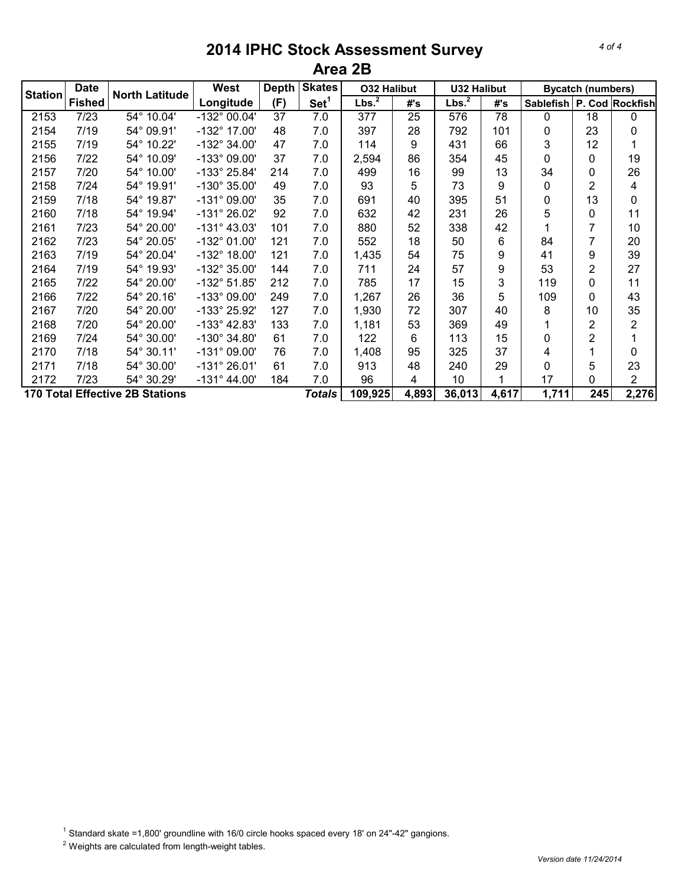# 2014 IPHC Stock Assessment Survey
## Area 2B

| Station | Date Fished | North Latitude | West Longitude | Depth (F) | Skates Set[1] | O32 Halibut | | U32 Halibut | | Bycatch (numbers) | | |
|---|---|---|---|---|---|---|---|---|---|---|---|---|
| | | | | | | Lbs.[2] | #'s | Lbs.[2] | #'s | Sablefish | P. Cod | Rockfish |
| 2153 | 7/23 | 54° 10.04' | -132° 00.04' | 37 | 7.0 | 377 | 25 | 576 | 78 | 0 | 18 | 0 |
| 2154 | 7/19 | 54° 09.91' | -132° 17.00' | 48 | 7.0 | 397 | 28 | 792 | 101 | 0 | 23 | 0 |
| 2155 | 7/19 | 54° 10.22' | -132° 34.00' | 47 | 7.0 | 114 | 9 | 431 | 66 | 3 | 12 | 1 |
| 2156 | 7/22 | 54° 10.09' | -133° 09.00' | 37 | 7.0 | 2,594 | 86 | 354 | 45 | 0 | 0 | 19 |
| 2157 | 7/20 | 54° 10.00' | -133° 25.84' | 214 | 7.0 | 499 | 16 | 99 | 13 | 34 | 0 | 26 |
| 2158 | 7/24 | 54° 19.91' | -130° 35.00' | 49 | 7.0 | 93 | 5 | 73 | 9 | 0 | 2 | 4 |
| 2159 | 7/18 | 54° 19.87' | -131° 09.00' | 35 | 7.0 | 691 | 40 | 395 | 51 | 0 | 13 | 0 |
| 2160 | 7/18 | 54° 19.94' | -131° 26.02' | 92 | 7.0 | 632 | 42 | 231 | 26 | 5 | 0 | 11 |
| 2161 | 7/23 | 54° 20.00' | -131° 43.03' | 101 | 7.0 | 880 | 52 | 338 | 42 | 1 | 7 | 10 |
| 2162 | 7/23 | 54° 20.05' | -132° 01.00' | 121 | 7.0 | 552 | 18 | 50 | 6 | 84 | 7 | 20 |
| 2163 | 7/19 | 54° 20.04' | -132° 18.00' | 121 | 7.0 | 1,435 | 54 | 75 | 9 | 41 | 9 | 39 |
| 2164 | 7/19 | 54° 19.93' | -132° 35.00' | 144 | 7.0 | 711 | 24 | 57 | 9 | 53 | 2 | 27 |
| 2165 | 7/22 | 54° 20.00' | -132° 51.85' | 212 | 7.0 | 785 | 17 | 15 | 3 | 119 | 0 | 11 |
| 2166 | 7/22 | 54° 20.16' | -133° 09.00' | 249 | 7.0 | 1,267 | 26 | 36 | 5 | 109 | 0 | 43 |
| 2167 | 7/20 | 54° 20.00' | -133° 25.92' | 127 | 7.0 | 1,930 | 72 | 307 | 40 | 8 | 10 | 35 |
| 2168 | 7/20 | 54° 20.00' | -133° 42.83' | 133 | 7.0 | 1,181 | 53 | 369 | 49 | 1 | 2 | 2 |
| 2169 | 7/24 | 54° 30.00' | -130° 34.80' | 61 | 7.0 | 122 | 6 | 113 | 15 | 0 | 2 | 1 |
| 2170 | 7/18 | 54° 30.11' | -131° 09.00' | 76 | 7.0 | 1,408 | 95 | 325 | 37 | 4 | 1 | 0 |
| 2171 | 7/18 | 54° 30.00' | -131° 26.01' | 61 | 7.0 | 913 | 48 | 240 | 29 | 0 | 5 | 23 |
| 2172 | 7/23 | 54° 30.29' | -131° 44.00' | 184 | 7.0 | 96 | 4 | 10 | 1 | 17 | 0 | 2 |
| **170 Total Effective 2B Stations** | | | | | ***Totals*** | **109,925** | **4,893** | **36,013** | **4,617** | **1,711** | **245** | **2,276** |

[1] Standard skate =1,800' groundline with 16/0 circle hooks spaced every 18' on 24"-42" gangions.

[2] Weights are calculated from length-weight tables.

*Version date 11/24/2014*